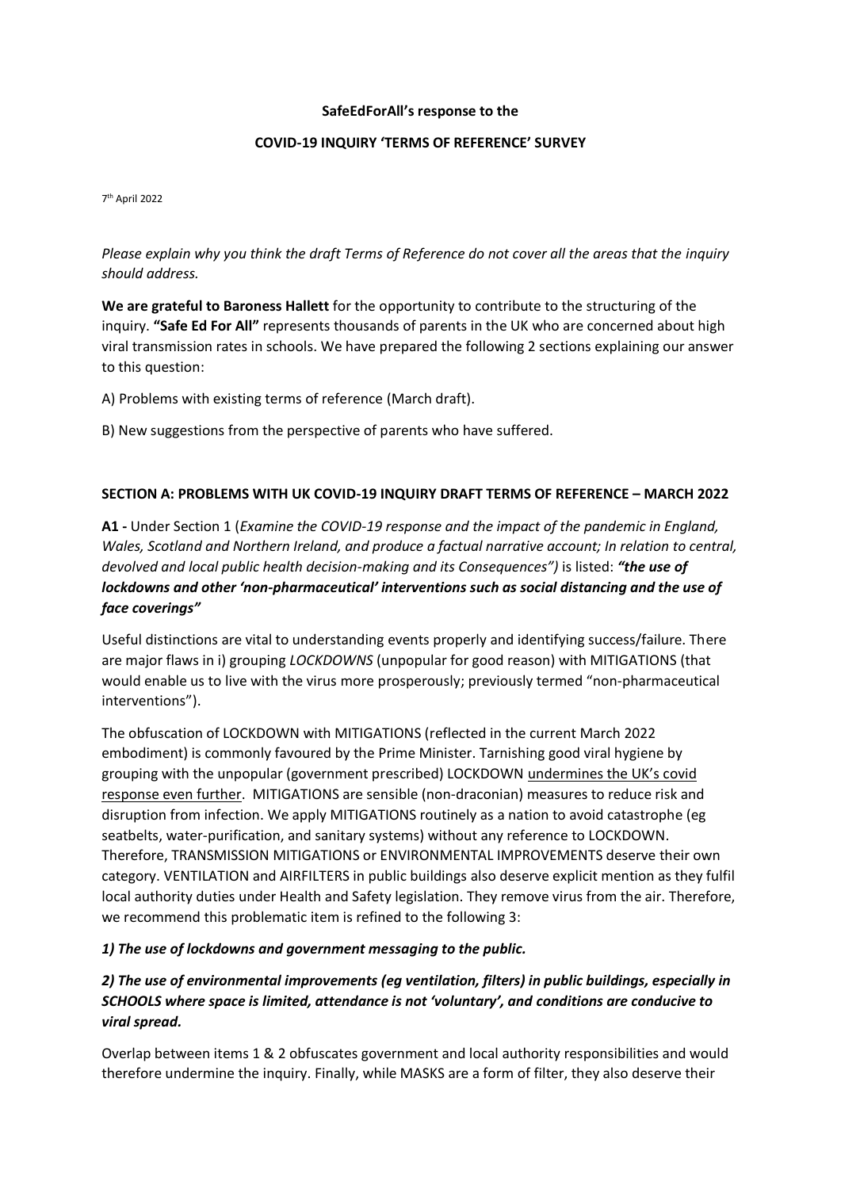**SafeEdForAll's response to the**

**COVID-19 INQUIRY 'TERMS OF REFERENCE' SURVEY**

7th April 2022

*Please explain why you think the draft Terms of Reference do not cover all the areas that the inquiry should address.*

**We are grateful to Baroness Hallett** for the opportunity to contribute to the structuring of the inquiry. **"Safe Ed For All"** represents thousands of parents in the UK who are concerned about high viral transmission rates in schools. We have prepared the following 2 sections explaining our answer to this question:

A) Problems with existing terms of reference (March draft).

B) New suggestions from the perspective of parents who have suffered.

**SECTION A: PROBLEMS WITH UK COVID-19 INQUIRY DRAFT TERMS OF REFERENCE – MARCH 2022**

**A1 -** Under Section 1 (*Examine the COVID-19 response and the impact of the pandemic in England, Wales, Scotland and Northern Ireland, and produce a factual narrative account; In relation to central, devolved and local public health decision-making and its Consequences")* is listed: ***"the use of lockdowns and other 'non-pharmaceutical' interventions such as social distancing and the use of face coverings"***

Useful distinctions are vital to understanding events properly and identifying success/failure. There are major flaws in i) grouping *LOCKDOWNS* (unpopular for good reason) with MITIGATIONS (that would enable us to live with the virus more prosperously; previously termed "non-pharmaceutical interventions").

The obfuscation of LOCKDOWN with MITIGATIONS (reflected in the current March 2022 embodiment) is commonly favoured by the Prime Minister. Tarnishing good viral hygiene by grouping with the unpopular (government prescribed) LOCKDOWN undermines the UK's covid response even further. MITIGATIONS are sensible (non-draconian) measures to reduce risk and disruption from infection. We apply MITIGATIONS routinely as a nation to avoid catastrophe (eg seatbelts, water-purification, and sanitary systems) without any reference to LOCKDOWN. Therefore, TRANSMISSION MITIGATIONS or ENVIRONMENTAL IMPROVEMENTS deserve their own category. VENTILATION and AIRFILTERS in public buildings also deserve explicit mention as they fulfil local authority duties under Health and Safety legislation. They remove virus from the air. Therefore, we recommend this problematic item is refined to the following 3:

***1) The use of lockdowns and government messaging to the public.***

***2) The use of environmental improvements (eg ventilation, filters) in public buildings, especially in SCHOOLS where space is limited, attendance is not 'voluntary', and conditions are conducive to viral spread.***

Overlap between items 1 & 2 obfuscates government and local authority responsibilities and would therefore undermine the inquiry. Finally, while MASKS are a form of filter, they also deserve their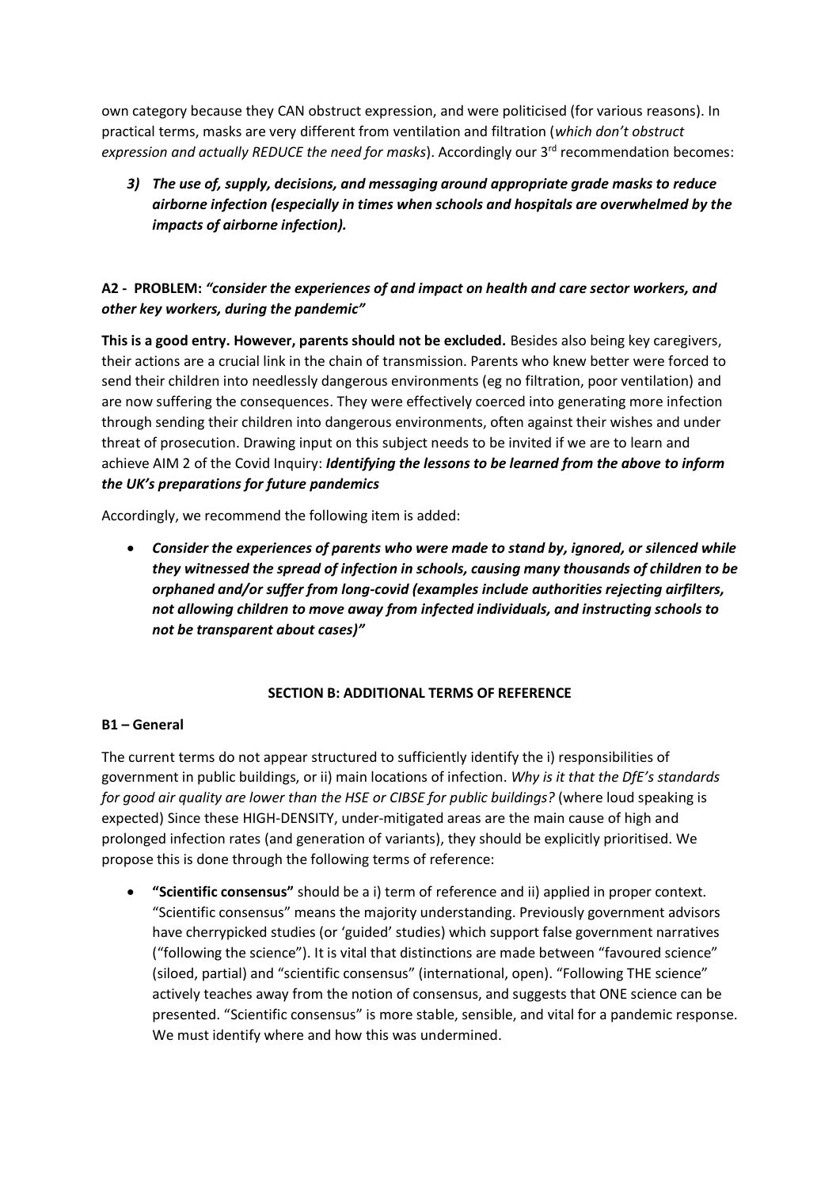own category because they CAN obstruct expression, and were politicised (for various reasons). In practical terms, masks are very different from ventilation and filtration (*which don't obstruct expression and actually REDUCE the need for masks*). Accordingly our 3rd recommendation becomes:

*3) **The use of, supply, decisions, and messaging around appropriate grade masks to reduce airborne infection (especially in times when schools and hospitals are overwhelmed by the impacts of airborne infection).***

**A2 - PROBLEM:** ***"consider the experiences of and impact on health and care sector workers, and other key workers, during the pandemic"***

**This is a good entry. However, parents should not be excluded.** Besides also being key caregivers, their actions are a crucial link in the chain of transmission. Parents who knew better were forced to send their children into needlessly dangerous environments (eg no filtration, poor ventilation) and are now suffering the consequences. They were effectively coerced into generating more infection through sending their children into dangerous environments, often against their wishes and under threat of prosecution. Drawing input on this subject needs to be invited if we are to learn and achieve AIM 2 of the Covid Inquiry: ***Identifying the lessons to be learned from the above to inform the UK's preparations for future pandemics***

Accordingly, we recommend the following item is added:

- ***Consider the experiences of parents who were made to stand by, ignored, or silenced while they witnessed the spread of infection in schools, causing many thousands of children to be orphaned and/or suffer from long-covid (examples include authorities rejecting airfilters, not allowing children to move away from infected individuals, and instructing schools to not be transparent about cases)"***

## SECTION B: ADDITIONAL TERMS OF REFERENCE

### B1 – General

The current terms do not appear structured to sufficiently identify the i) responsibilities of government in public buildings, or ii) main locations of infection. *Why is it that the DfE's standards for good air quality are lower than the HSE or CIBSE for public buildings?* (where loud speaking is expected) Since these HIGH-DENSITY, under-mitigated areas are the main cause of high and prolonged infection rates (and generation of variants), they should be explicitly prioritised. We propose this is done through the following terms of reference:

- **"Scientific consensus"** should be a i) term of reference and ii) applied in proper context. "Scientific consensus" means the majority understanding. Previously government advisors have cherrypicked studies (or 'guided' studies) which support false government narratives ("following the science"). It is vital that distinctions are made between "favoured science" (siloed, partial) and "scientific consensus" (international, open). "Following THE science" actively teaches away from the notion of consensus, and suggests that ONE science can be presented. "Scientific consensus" is more stable, sensible, and vital for a pandemic response. We must identify where and how this was undermined.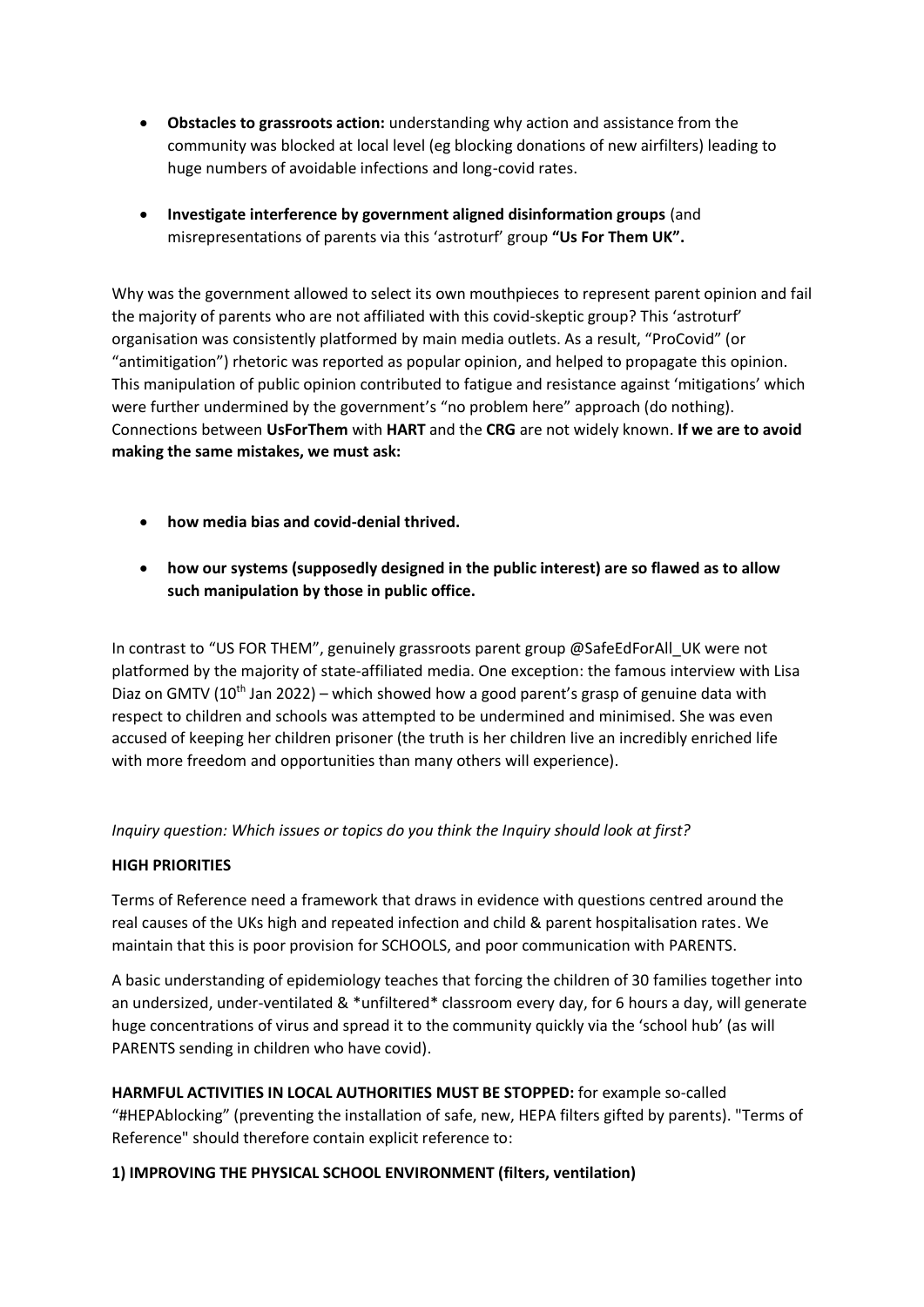- **Obstacles to grassroots action:** understanding why action and assistance from the community was blocked at local level (eg blocking donations of new airfilters) leading to huge numbers of avoidable infections and long-covid rates.
- **Investigate interference by government aligned disinformation groups** (and misrepresentations of parents via this 'astroturf' group **"Us For Them UK".**

Why was the government allowed to select its own mouthpieces to represent parent opinion and fail the majority of parents who are not affiliated with this covid-skeptic group? This 'astroturf' organisation was consistently platformed by main media outlets. As a result, "ProCovid" (or "antimitigation") rhetoric was reported as popular opinion, and helped to propagate this opinion. This manipulation of public opinion contributed to fatigue and resistance against 'mitigations' which were further undermined by the government's "no problem here" approach (do nothing). Connections between **UsForThem** with **HART** and the **CRG** are not widely known. **If we are to avoid making the same mistakes, we must ask:**

- **how media bias and covid-denial thrived.**
- **how our systems (supposedly designed in the public interest) are so flawed as to allow such manipulation by those in public office.**

In contrast to "US FOR THEM", genuinely grassroots parent group @SafeEdForAll_UK were not platformed by the majority of state-affiliated media. One exception: the famous interview with Lisa Diaz on GMTV (10th Jan 2022) – which showed how a good parent's grasp of genuine data with respect to children and schools was attempted to be undermined and minimised. She was even accused of keeping her children prisoner (the truth is her children live an incredibly enriched life with more freedom and opportunities than many others will experience).

*Inquiry question: Which issues or topics do you think the Inquiry should look at first?*

**HIGH PRIORITIES**

Terms of Reference need a framework that draws in evidence with questions centred around the real causes of the UKs high and repeated infection and child & parent hospitalisation rates. We maintain that this is poor provision for SCHOOLS, and poor communication with PARENTS.

A basic understanding of epidemiology teaches that forcing the children of 30 families together into an undersized, under-ventilated & *unfiltered* classroom every day, for 6 hours a day, will generate huge concentrations of virus and spread it to the community quickly via the 'school hub' (as will PARENTS sending in children who have covid).

**HARMFUL ACTIVITIES IN LOCAL AUTHORITIES MUST BE STOPPED:** for example so-called "#HEPAblocking" (preventing the installation of safe, new, HEPA filters gifted by parents). "Terms of Reference" should therefore contain explicit reference to:

**1) IMPROVING THE PHYSICAL SCHOOL ENVIRONMENT (filters, ventilation)**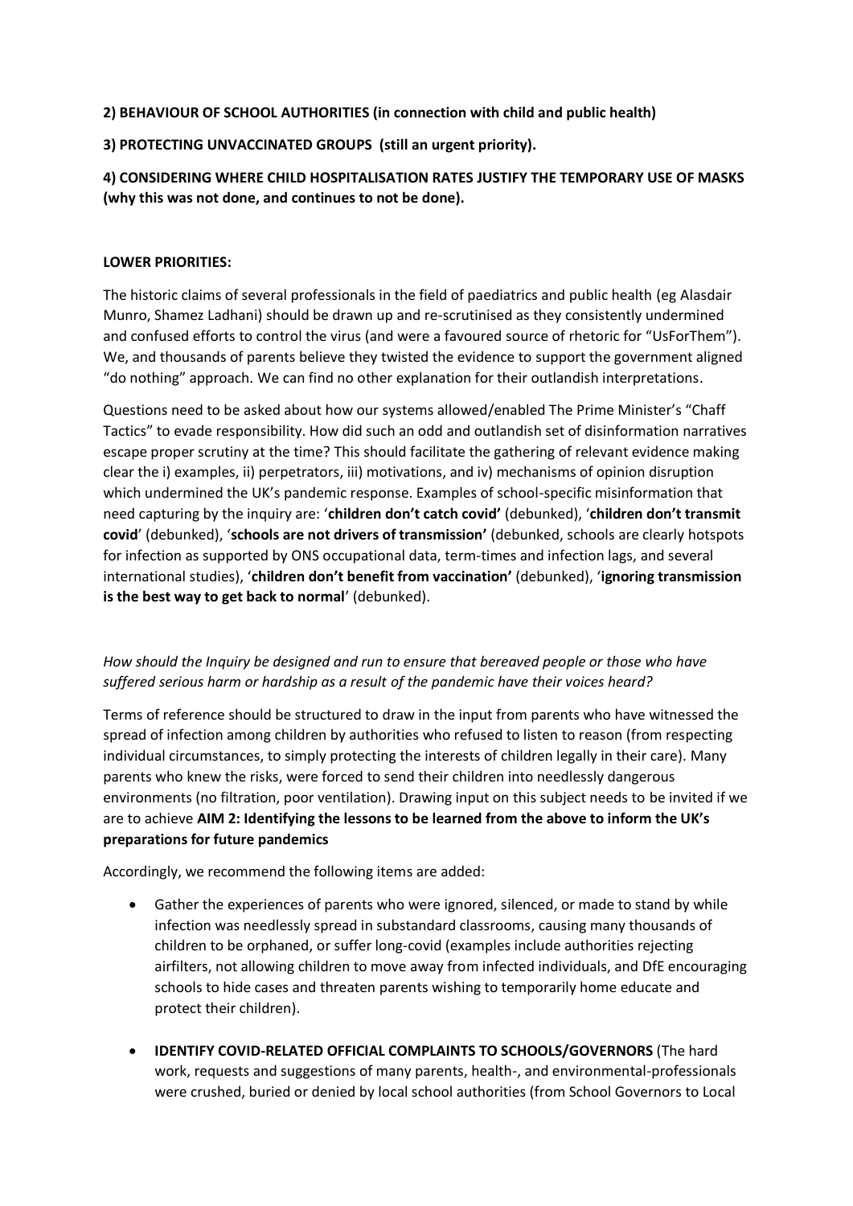**2) BEHAVIOUR OF SCHOOL AUTHORITIES (in connection with child and public health)**

**3) PROTECTING UNVACCINATED GROUPS (still an urgent priority).**

**4) CONSIDERING WHERE CHILD HOSPITALISATION RATES JUSTIFY THE TEMPORARY USE OF MASKS (why this was not done, and continues to not be done).**

**LOWER PRIORITIES:**

The historic claims of several professionals in the field of paediatrics and public health (eg Alasdair Munro, Shamez Ladhani) should be drawn up and re-scrutinised as they consistently undermined and confused efforts to control the virus (and were a favoured source of rhetoric for "UsForThem"). We, and thousands of parents believe they twisted the evidence to support the government aligned "do nothing" approach. We can find no other explanation for their outlandish interpretations.

Questions need to be asked about how our systems allowed/enabled The Prime Minister's "Chaff Tactics" to evade responsibility. How did such an odd and outlandish set of disinformation narratives escape proper scrutiny at the time? This should facilitate the gathering of relevant evidence making clear the i) examples, ii) perpetrators, iii) motivations, and iv) mechanisms of opinion disruption which undermined the UK's pandemic response. Examples of school-specific misinformation that need capturing by the inquiry are: '**children don't catch covid'** (debunked), '**children don't transmit covid**' (debunked), '**schools are not drivers of transmission'** (debunked, schools are clearly hotspots for infection as supported by ONS occupational data, term-times and infection lags, and several international studies), '**children don't benefit from vaccination'** (debunked), '**ignoring transmission is the best way to get back to normal**' (debunked).

*How should the Inquiry be designed and run to ensure that bereaved people or those who have suffered serious harm or hardship as a result of the pandemic have their voices heard?*

Terms of reference should be structured to draw in the input from parents who have witnessed the spread of infection among children by authorities who refused to listen to reason (from respecting individual circumstances, to simply protecting the interests of children legally in their care). Many parents who knew the risks, were forced to send their children into needlessly dangerous environments (no filtration, poor ventilation). Drawing input on this subject needs to be invited if we are to achieve **AIM 2: Identifying the lessons to be learned from the above to inform the UK's preparations for future pandemics**

Accordingly, we recommend the following items are added:

- Gather the experiences of parents who were ignored, silenced, or made to stand by while infection was needlessly spread in substandard classrooms, causing many thousands of children to be orphaned, or suffer long-covid (examples include authorities rejecting airfilters, not allowing children to move away from infected individuals, and DfE encouraging schools to hide cases and threaten parents wishing to temporarily home educate and protect their children).

- **IDENTIFY COVID-RELATED OFFICIAL COMPLAINTS TO SCHOOLS/GOVERNORS** (The hard work, requests and suggestions of many parents, health-, and environmental-professionals were crushed, buried or denied by local school authorities (from School Governors to Local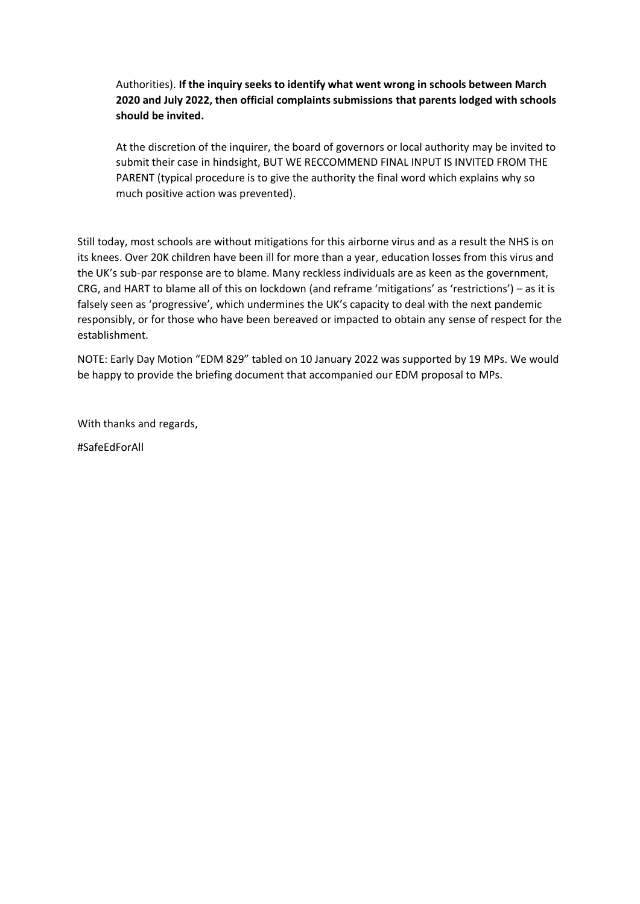Authorities). **If the inquiry seeks to identify what went wrong in schools between March 2020 and July 2022, then official complaints submissions that parents lodged with schools should be invited.**

At the discretion of the inquirer, the board of governors or local authority may be invited to submit their case in hindsight, BUT WE RECCOMMEND FINAL INPUT IS INVITED FROM THE PARENT (typical procedure is to give the authority the final word which explains why so much positive action was prevented).

Still today, most schools are without mitigations for this airborne virus and as a result the NHS is on its knees. Over 20K children have been ill for more than a year, education losses from this virus and the UK's sub-par response are to blame. Many reckless individuals are as keen as the government, CRG, and HART to blame all of this on lockdown (and reframe 'mitigations' as 'restrictions') – as it is falsely seen as 'progressive', which undermines the UK's capacity to deal with the next pandemic responsibly, or for those who have been bereaved or impacted to obtain any sense of respect for the establishment.

NOTE: Early Day Motion "EDM 829" tabled on 10 January 2022 was supported by 19 MPs. We would be happy to provide the briefing document that accompanied our EDM proposal to MPs.

With thanks and regards,

#SafeEdForAll